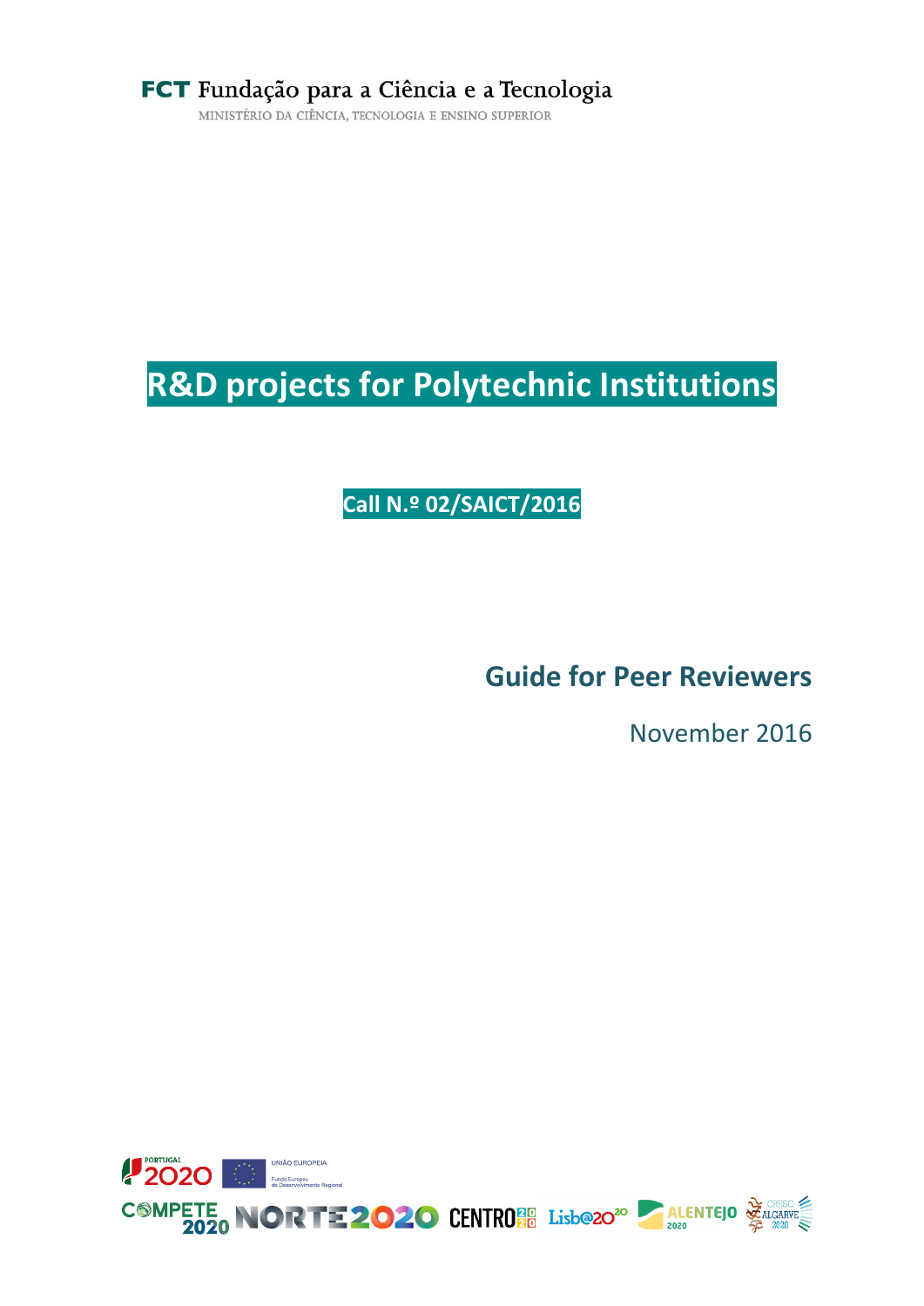FCT Fundação para a Ciência e a Tecnologia

MINISTÉRIO DA CIÊNCIA, TECNOLOGIA E ENSINO SUPERIOR

# R&D projects for Polytechnic Institutions

## Call N.º 02/SAICT/2016

## Guide for Peer Reviewers

November 2016

PORTUGAL 2020 · UNIÃO EUROPEIA · Fundo Europeu de Desenvolvimento Regional

COMPETE 2020 · NORTE2020 · CENTRO2020 · Lisb@20²⁰ · ALENTEJO 2020 · CRESC ALGARVE 2020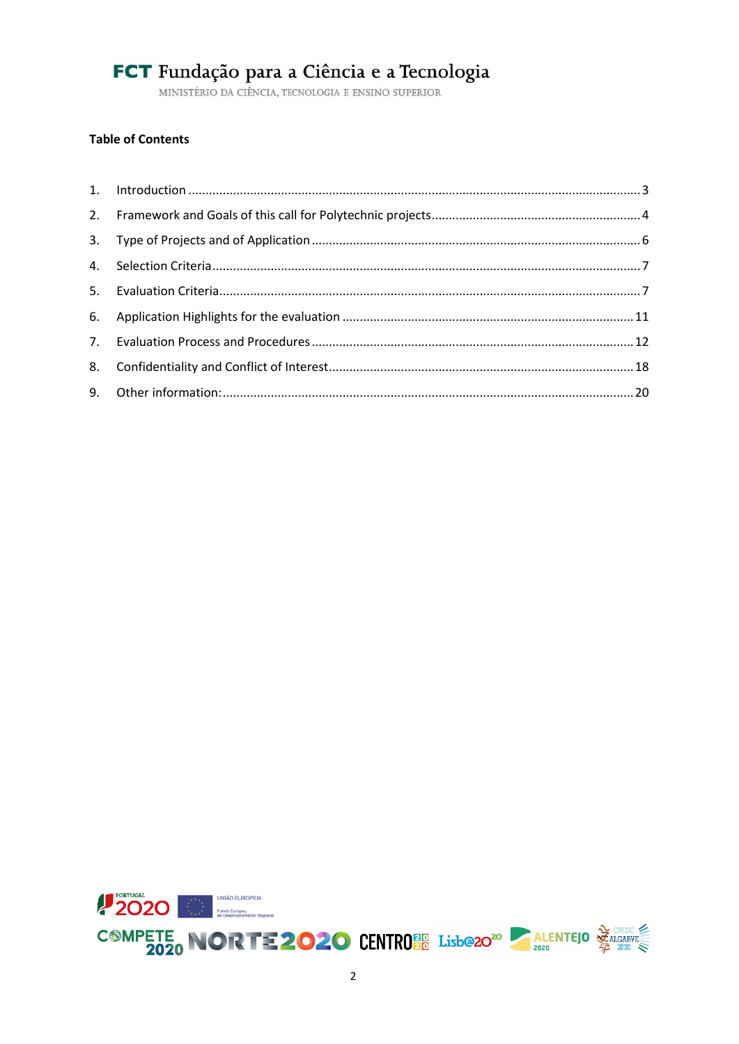**Table of Contents**

1. Introduction ........................................................................................................ 3
2. Framework and Goals of this call for Polytechnic projects ........................................ 4
3. Type of Projects and of Application ........................................................................ 6
4. Selection Criteria ................................................................................................. 7
5. Evaluation Criteria ............................................................................................... 7
6. Application Highlights for the evaluation .............................................................. 11
7. Evaluation Process and Procedures ....................................................................... 12
8. Confidentiality and Conflict of Interest .................................................................. 18
9. Other information: ............................................................................................... 20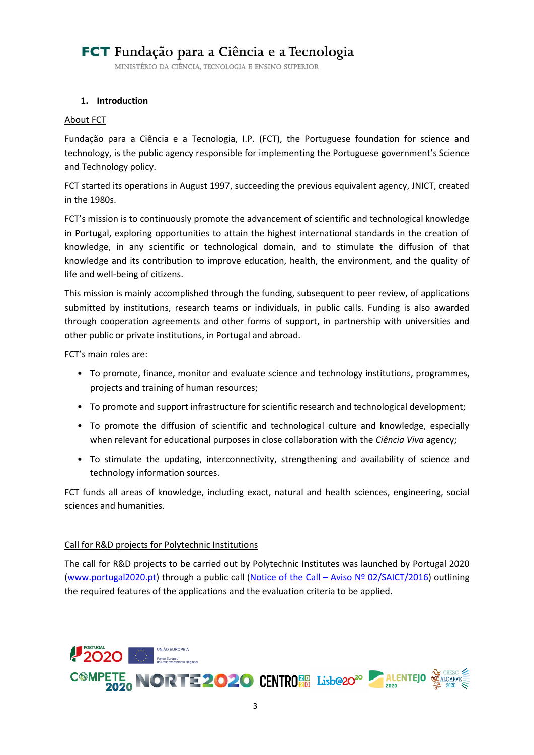## 1. Introduction

About FCT

Fundação para a Ciência e a Tecnologia, I.P. (FCT), the Portuguese foundation for science and technology, is the public agency responsible for implementing the Portuguese government's Science and Technology policy.

FCT started its operations in August 1997, succeeding the previous equivalent agency, JNICT, created in the 1980s.

FCT's mission is to continuously promote the advancement of scientific and technological knowledge in Portugal, exploring opportunities to attain the highest international standards in the creation of knowledge, in any scientific or technological domain, and to stimulate the diffusion of that knowledge and its contribution to improve education, health, the environment, and the quality of life and well-being of citizens.

This mission is mainly accomplished through the funding, subsequent to peer review, of applications submitted by institutions, research teams or individuals, in public calls. Funding is also awarded through cooperation agreements and other forms of support, in partnership with universities and other public or private institutions, in Portugal and abroad.

FCT's main roles are:

- To promote, finance, monitor and evaluate science and technology institutions, programmes, projects and training of human resources;
- To promote and support infrastructure for scientific research and technological development;
- To promote the diffusion of scientific and technological culture and knowledge, especially when relevant for educational purposes in close collaboration with the *Ciência Viva* agency;
- To stimulate the updating, interconnectivity, strengthening and availability of science and technology information sources.

FCT funds all areas of knowledge, including exact, natural and health sciences, engineering, social sciences and humanities.

Call for R&D projects for Polytechnic Institutions

The call for R&D projects to be carried out by Polytechnic Institutes was launched by Portugal 2020 (www.portugal2020.pt) through a public call (Notice of the Call – Aviso Nº 02/SAICT/2016) outlining the required features of the applications and the evaluation criteria to be applied.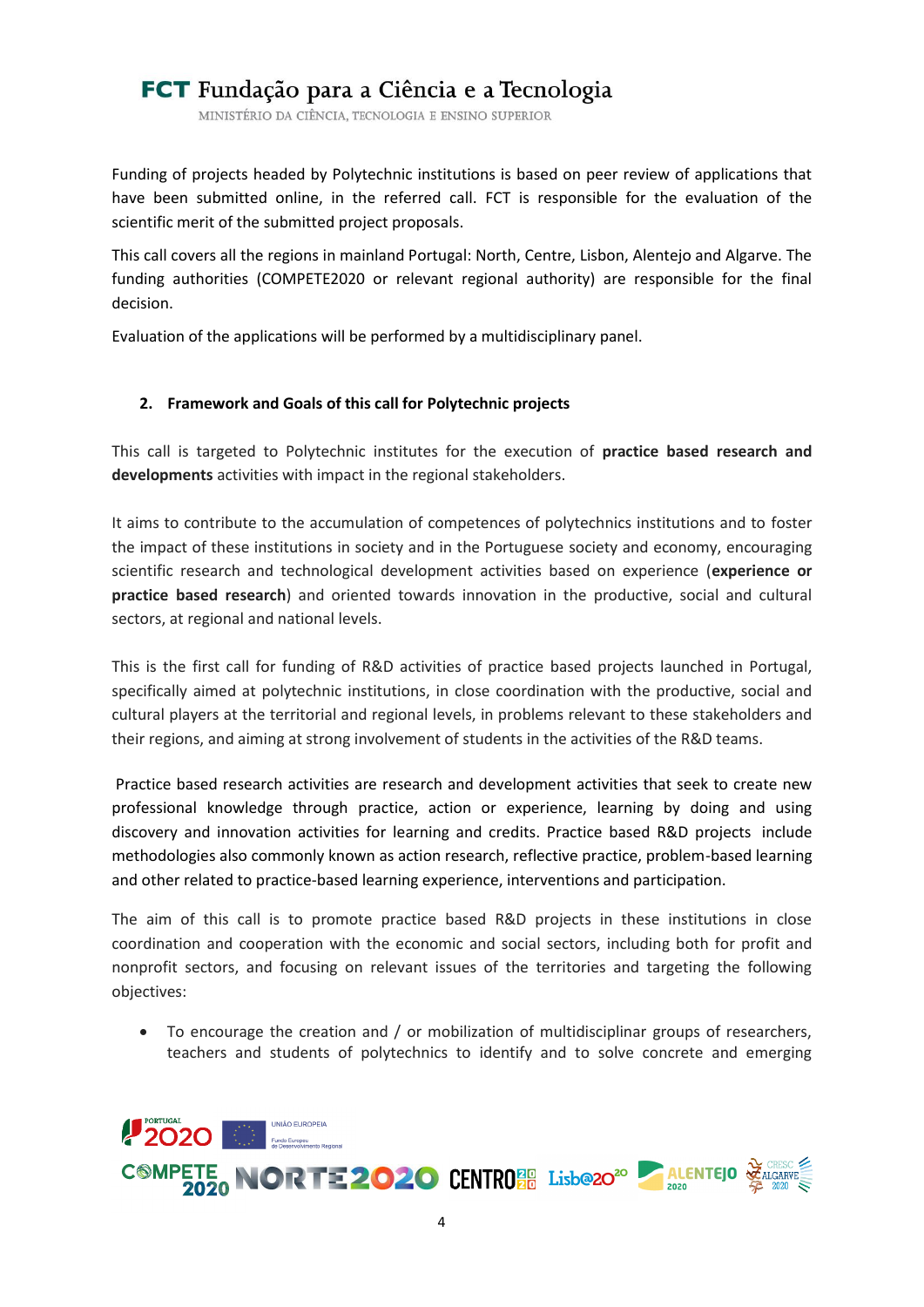Funding of projects headed by Polytechnic institutions is based on peer review of applications that have been submitted online, in the referred call. FCT is responsible for the evaluation of the scientific merit of the submitted project proposals.

This call covers all the regions in mainland Portugal: North, Centre, Lisbon, Alentejo and Algarve. The funding authorities (COMPETE2020 or relevant regional authority) are responsible for the final decision.

Evaluation of the applications will be performed by a multidisciplinary panel.

## 2. Framework and Goals of this call for Polytechnic projects

This call is targeted to Polytechnic institutes for the execution of **practice based research and developments** activities with impact in the regional stakeholders.

It aims to contribute to the accumulation of competences of polytechnics institutions and to foster the impact of these institutions in society and in the Portuguese society and economy, encouraging scientific research and technological development activities based on experience (**experience or practice based research**) and oriented towards innovation in the productive, social and cultural sectors, at regional and national levels.

This is the first call for funding of R&D activities of practice based projects launched in Portugal, specifically aimed at polytechnic institutions, in close coordination with the productive, social and cultural players at the territorial and regional levels, in problems relevant to these stakeholders and their regions, and aiming at strong involvement of students in the activities of the R&D teams.

Practice based research activities are research and development activities that seek to create new professional knowledge through practice, action or experience, learning by doing and using discovery and innovation activities for learning and credits. Practice based R&D projects include methodologies also commonly known as action research, reflective practice, problem-based learning and other related to practice-based learning experience, interventions and participation.

The aim of this call is to promote practice based R&D projects in these institutions in close coordination and cooperation with the economic and social sectors, including both for profit and nonprofit sectors, and focusing on relevant issues of the territories and targeting the following objectives:

- To encourage the creation and / or mobilization of multidisciplinar groups of researchers, teachers and students of polytechnics to identify and to solve concrete and emerging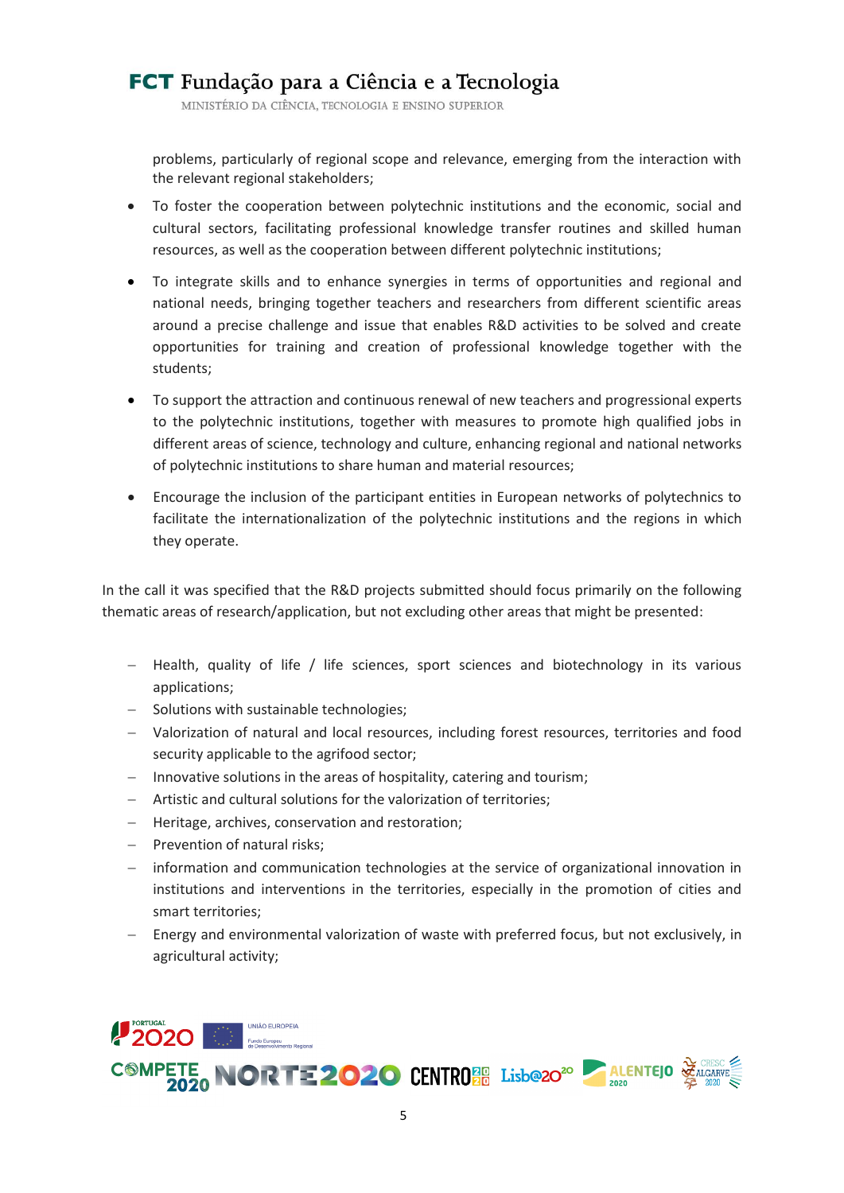problems, particularly of regional scope and relevance, emerging from the interaction with the relevant regional stakeholders;

- To foster the cooperation between polytechnic institutions and the economic, social and cultural sectors, facilitating professional knowledge transfer routines and skilled human resources, as well as the cooperation between different polytechnic institutions;
- To integrate skills and to enhance synergies in terms of opportunities and regional and national needs, bringing together teachers and researchers from different scientific areas around a precise challenge and issue that enables R&D activities to be solved and create opportunities for training and creation of professional knowledge together with the students;
- To support the attraction and continuous renewal of new teachers and progressional experts to the polytechnic institutions, together with measures to promote high qualified jobs in different areas of science, technology and culture, enhancing regional and national networks of polytechnic institutions to share human and material resources;
- Encourage the inclusion of the participant entities in European networks of polytechnics to facilitate the internationalization of the polytechnic institutions and the regions in which they operate.

In the call it was specified that the R&D projects submitted should focus primarily on the following thematic areas of research/application, but not excluding other areas that might be presented:

- Health, quality of life / life sciences, sport sciences and biotechnology in its various applications;
- Solutions with sustainable technologies;
- Valorization of natural and local resources, including forest resources, territories and food security applicable to the agrifood sector;
- Innovative solutions in the areas of hospitality, catering and tourism;
- Artistic and cultural solutions for the valorization of territories;
- Heritage, archives, conservation and restoration;
- Prevention of natural risks;
- information and communication technologies at the service of organizational innovation in institutions and interventions in the territories, especially in the promotion of cities and smart territories;
- Energy and environmental valorization of waste with preferred focus, but not exclusively, in agricultural activity;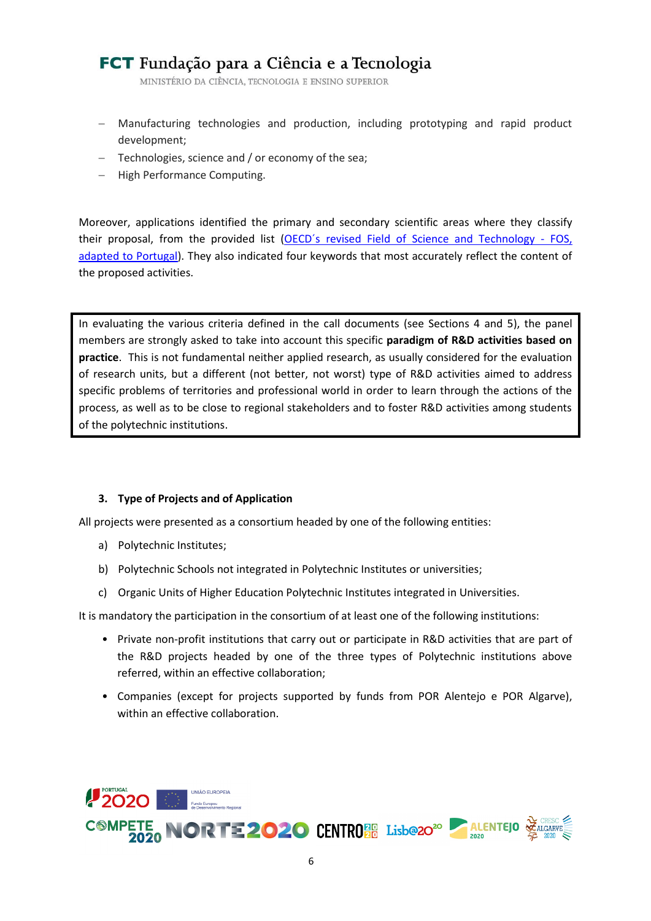- Manufacturing technologies and production, including prototyping and rapid product development;
- Technologies, science and / or economy of the sea;
- High Performance Computing.

Moreover, applications identified the primary and secondary scientific areas where they classify their proposal, from the provided list (OECD´s revised Field of Science and Technology - FOS, adapted to Portugal). They also indicated four keywords that most accurately reflect the content of the proposed activities.

> In evaluating the various criteria defined in the call documents (see Sections 4 and 5), the panel members are strongly asked to take into account this specific **paradigm of R&D activities based on practice**. This is not fundamental neither applied research, as usually considered for the evaluation of research units, but a different (not better, not worst) type of R&D activities aimed to address specific problems of territories and professional world in order to learn through the actions of the process, as well as to be close to regional stakeholders and to foster R&D activities among students of the polytechnic institutions.

### 3. Type of Projects and of Application

All projects were presented as a consortium headed by one of the following entities:

a) Polytechnic Institutes;

b) Polytechnic Schools not integrated in Polytechnic Institutes or universities;

c) Organic Units of Higher Education Polytechnic Institutes integrated in Universities.

It is mandatory the participation in the consortium of at least one of the following institutions:

- Private non-profit institutions that carry out or participate in R&D activities that are part of the R&D projects headed by one of the three types of Polytechnic institutions above referred, within an effective collaboration;
- Companies (except for projects supported by funds from POR Alentejo e POR Algarve), within an effective collaboration.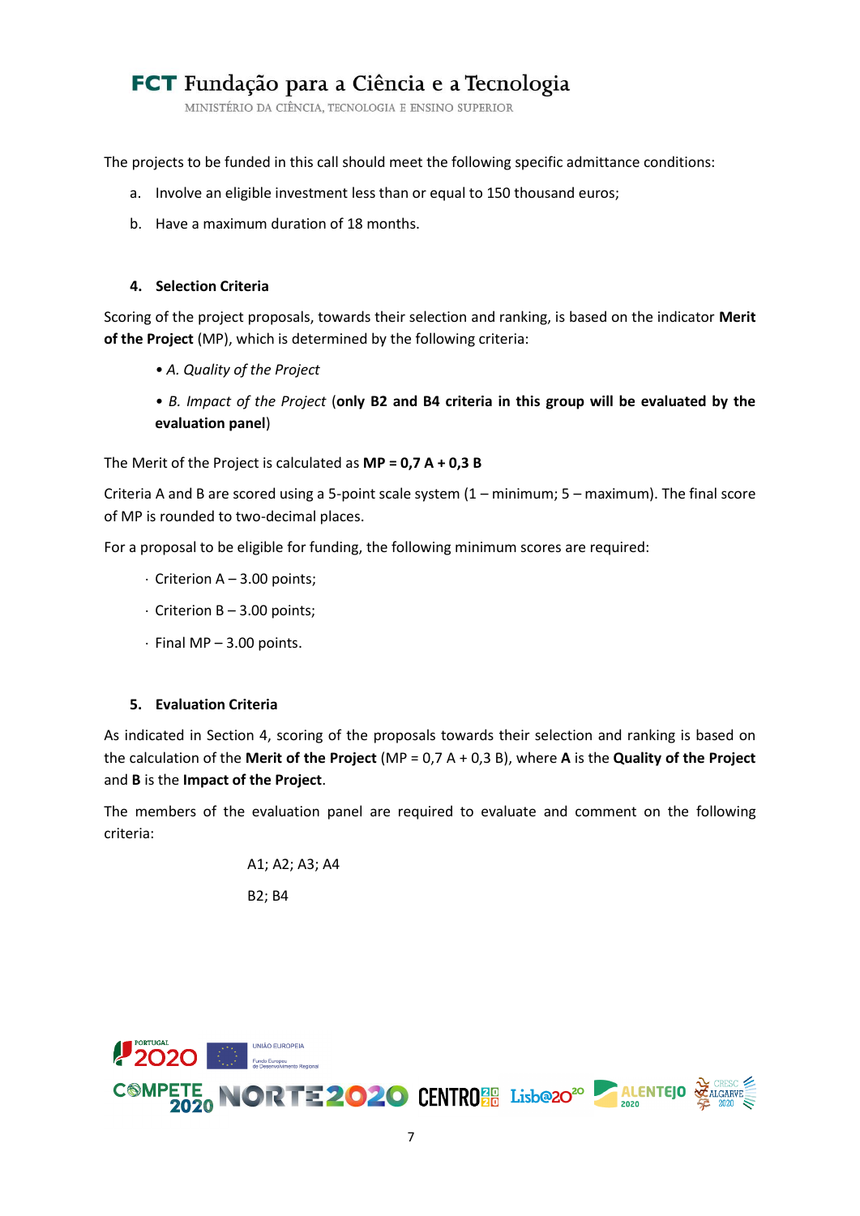The projects to be funded in this call should meet the following specific admittance conditions:

a. Involve an eligible investment less than or equal to 150 thousand euros;
b. Have a maximum duration of 18 months.

## 4. Selection Criteria

Scoring of the project proposals, towards their selection and ranking, is based on the indicator **Merit of the Project** (MP), which is determined by the following criteria:

- *A. Quality of the Project*
- *B. Impact of the Project* (**only B2 and B4 criteria in this group will be evaluated by the evaluation panel**)

The Merit of the Project is calculated as **MP = 0,7 A + 0,3 B**

Criteria A and B are scored using a 5-point scale system (1 – minimum; 5 – maximum). The final score of MP is rounded to two-decimal places.

For a proposal to be eligible for funding, the following minimum scores are required:

- Criterion A – 3.00 points;
- Criterion B – 3.00 points;
- Final MP – 3.00 points.

## 5. Evaluation Criteria

As indicated in Section 4, scoring of the proposals towards their selection and ranking is based on the calculation of the **Merit of the Project** (MP = 0,7 A + 0,3 B), where **A** is the **Quality of the Project** and **B** is the **Impact of the Project**.

The members of the evaluation panel are required to evaluate and comment on the following criteria:

A1; A2; A3; A4

B2; B4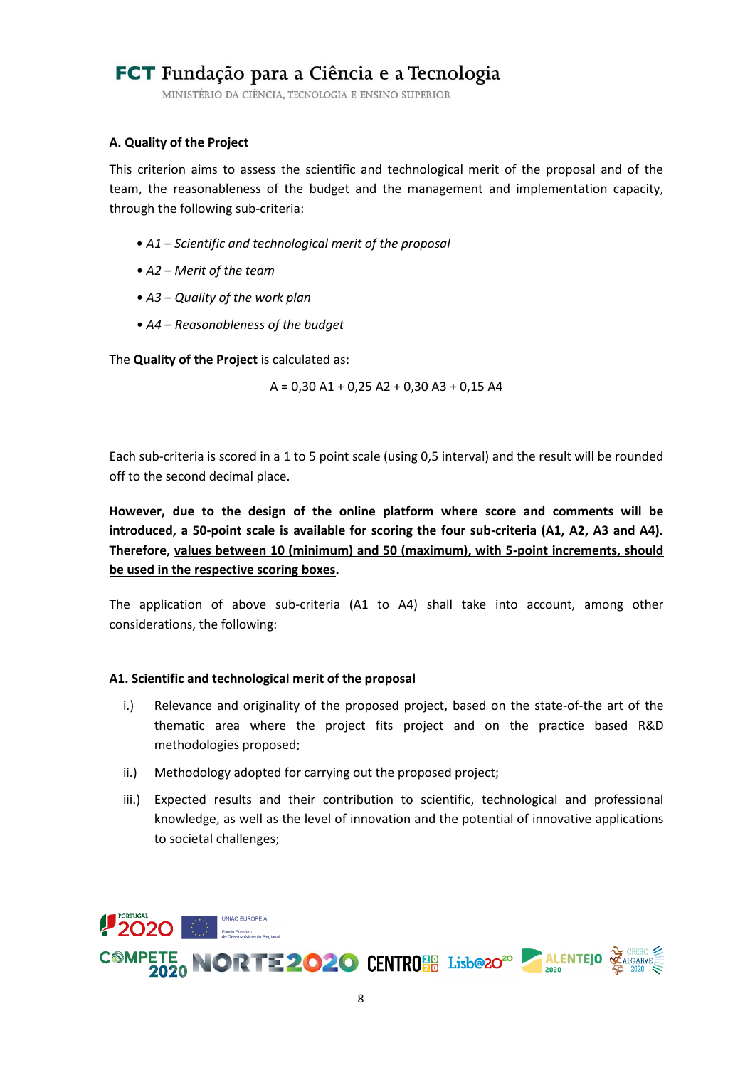### A. Quality of the Project

This criterion aims to assess the scientific and technological merit of the proposal and of the team, the reasonableness of the budget and the management and implementation capacity, through the following sub-criteria:

- *A1 – Scientific and technological merit of the proposal*
- *A2 – Merit of the team*
- *A3 – Quality of the work plan*
- *A4 – Reasonableness of the budget*

The **Quality of the Project** is calculated as:

$$A = 0{,}30\ A1 + 0{,}25\ A2 + 0{,}30\ A3 + 0{,}15\ A4$$

Each sub-criteria is scored in a 1 to 5 point scale (using 0,5 interval) and the result will be rounded off to the second decimal place.

**However, due to the design of the online platform where score and comments will be introduced, a 50-point scale is available for scoring the four sub-criteria (A1, A2, A3 and A4). Therefore, values between 10 (minimum) and 50 (maximum), with 5-point increments, should be used in the respective scoring boxes.**

The application of above sub-criteria (A1 to A4) shall take into account, among other considerations, the following:

#### A1. Scientific and technological merit of the proposal

i.) Relevance and originality of the proposed project, based on the state-of-the art of the thematic area where the project fits project and on the practice based R&D methodologies proposed;

ii.) Methodology adopted for carrying out the proposed project;

iii.) Expected results and their contribution to scientific, technological and professional knowledge, as well as the level of innovation and the potential of innovative applications to societal challenges;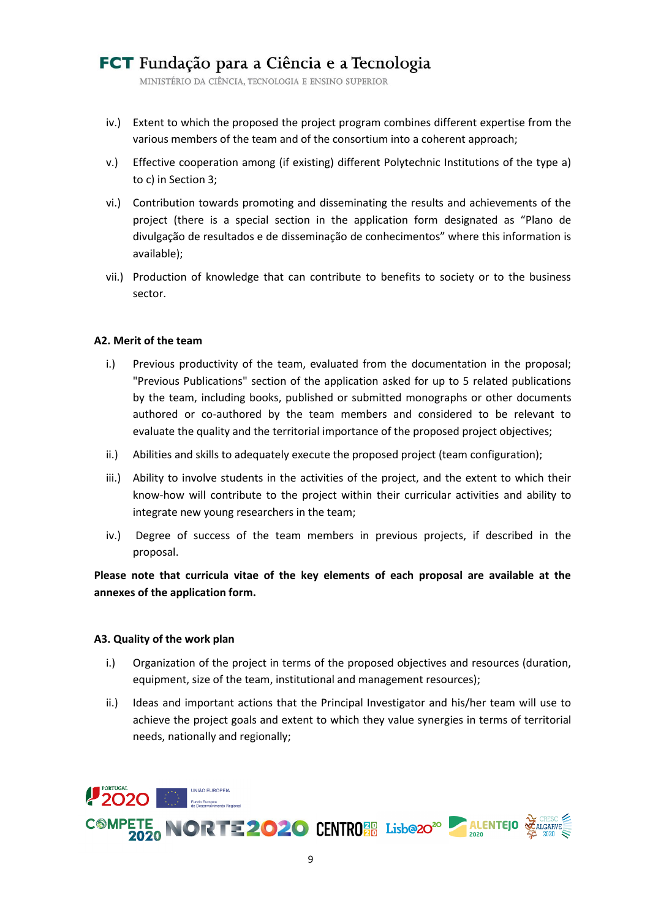iv.) Extent to which the proposed the project program combines different expertise from the various members of the team and of the consortium into a coherent approach;

v.) Effective cooperation among (if existing) different Polytechnic Institutions of the type a) to c) in Section 3;

vi.) Contribution towards promoting and disseminating the results and achievements of the project (there is a special section in the application form designated as "Plano de divulgação de resultados e de disseminação de conhecimentos" where this information is available);

vii.) Production of knowledge that can contribute to benefits to society or to the business sector.

**A2. Merit of the team**

i.) Previous productivity of the team, evaluated from the documentation in the proposal; "Previous Publications" section of the application asked for up to 5 related publications by the team, including books, published or submitted monographs or other documents authored or co-authored by the team members and considered to be relevant to evaluate the quality and the territorial importance of the proposed project objectives;

ii.) Abilities and skills to adequately execute the proposed project (team configuration);

iii.) Ability to involve students in the activities of the project, and the extent to which their know-how will contribute to the project within their curricular activities and ability to integrate new young researchers in the team;

iv.) Degree of success of the team members in previous projects, if described in the proposal.

**Please note that curricula vitae of the key elements of each proposal are available at the annexes of the application form.**

**A3. Quality of the work plan**

i.) Organization of the project in terms of the proposed objectives and resources (duration, equipment, size of the team, institutional and management resources);

ii.) Ideas and important actions that the Principal Investigator and his/her team will use to achieve the project goals and extent to which they value synergies in terms of territorial needs, nationally and regionally;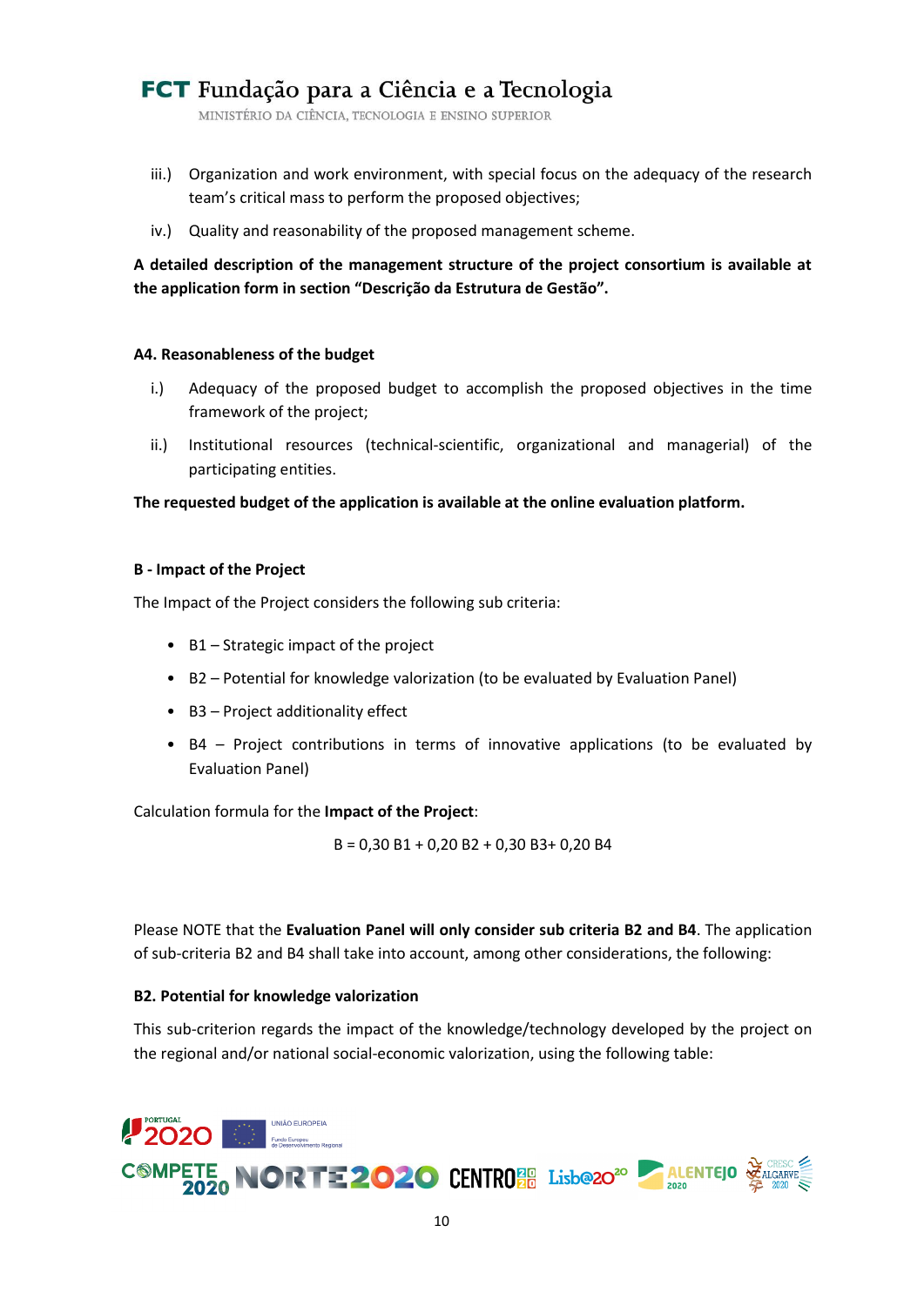iii.) Organization and work environment, with special focus on the adequacy of the research team's critical mass to perform the proposed objectives;

iv.) Quality and reasonability of the proposed management scheme.

**A detailed description of the management structure of the project consortium is available at the application form in section "Descrição da Estrutura de Gestão".**

**A4. Reasonableness of the budget**

i.) Adequacy of the proposed budget to accomplish the proposed objectives in the time framework of the project;

ii.) Institutional resources (technical-scientific, organizational and managerial) of the participating entities.

**The requested budget of the application is available at the online evaluation platform.**

**B - Impact of the Project**

The Impact of the Project considers the following sub criteria:

- B1 – Strategic impact of the project
- B2 – Potential for knowledge valorization (to be evaluated by Evaluation Panel)
- B3 – Project additionality effect
- B4 – Project contributions in terms of innovative applications (to be evaluated by Evaluation Panel)

Calculation formula for the **Impact of the Project**:

$$B = 0{,}30\ B1 + 0{,}20\ B2 + 0{,}30\ B3 + 0{,}20\ B4$$

Please NOTE that the **Evaluation Panel will only consider sub criteria B2 and B4**. The application of sub-criteria B2 and B4 shall take into account, among other considerations, the following:

**B2. Potential for knowledge valorization**

This sub-criterion regards the impact of the knowledge/technology developed by the project on the regional and/or national social-economic valorization, using the following table: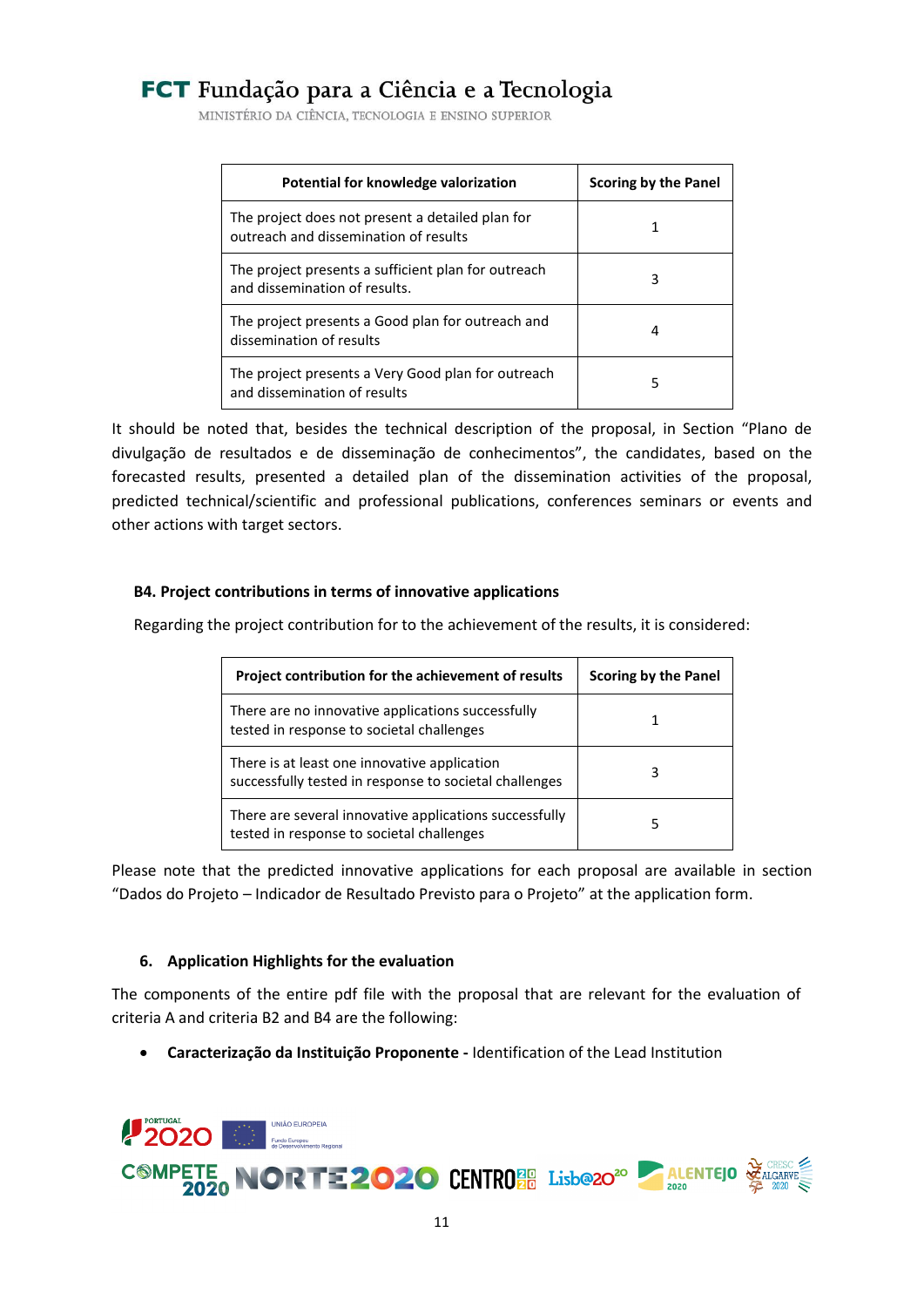| Potential for knowledge valorization | Scoring by the Panel |
|---|---|
| The project does not present a detailed plan for outreach and dissemination of results | 1 |
| The project presents a sufficient plan for outreach and dissemination of results. | 3 |
| The project presents a Good plan for outreach and dissemination of results | 4 |
| The project presents a Very Good plan for outreach and dissemination of results | 5 |

It should be noted that, besides the technical description of the proposal, in Section "Plano de divulgação de resultados e de disseminação de conhecimentos", the candidates, based on the forecasted results, presented a detailed plan of the dissemination activities of the proposal, predicted technical/scientific and professional publications, conferences seminars or events and other actions with target sectors.

**B4. Project contributions in terms of innovative applications**

Regarding the project contribution for to the achievement of the results, it is considered:

| Project contribution for the achievement of results | Scoring by the Panel |
|---|---|
| There are no innovative applications successfully tested in response to societal challenges | 1 |
| There is at least one innovative application successfully tested in response to societal challenges | 3 |
| There are several innovative applications successfully tested in response to societal challenges | 5 |

Please note that the predicted innovative applications for each proposal are available in section "Dados do Projeto – Indicador de Resultado Previsto para o Projeto" at the application form.

## 6. Application Highlights for the evaluation

The components of the entire pdf file with the proposal that are relevant for the evaluation of criteria A and criteria B2 and B4 are the following:

- **Caracterização da Instituição Proponente -** Identification of the Lead Institution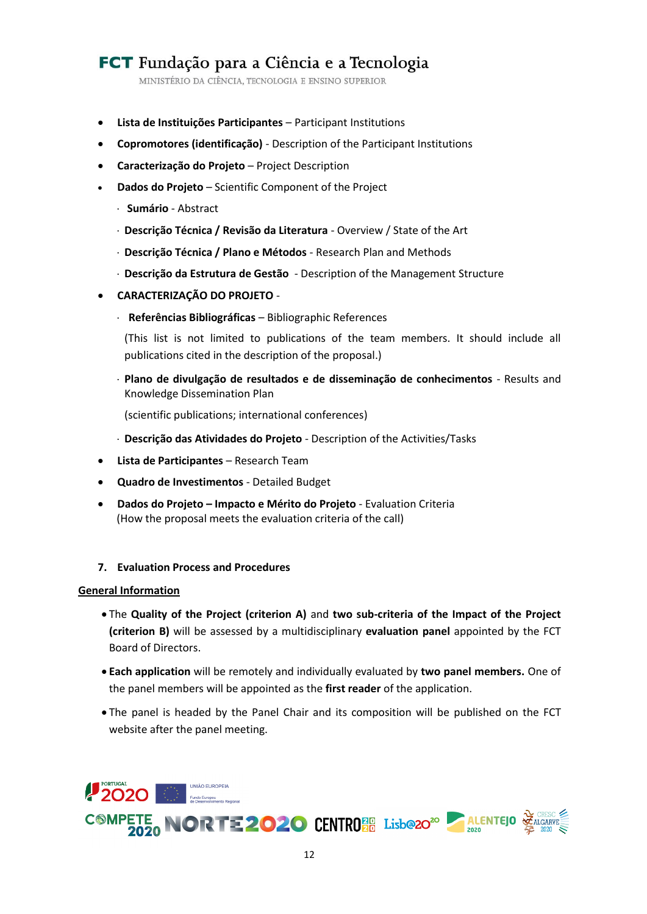- **Lista de Instituições Participantes** – Participant Institutions
- **Copromotores (identificação)** - Description of the Participant Institutions
- **Caracterização do Projeto** – Project Description
- **Dados do Projeto** – Scientific Component of the Project
  - **Sumário** - Abstract
  - **Descrição Técnica / Revisão da Literatura** - Overview / State of the Art
  - **Descrição Técnica / Plano e Métodos** - Research Plan and Methods
  - **Descrição da Estrutura de Gestão** - Description of the Management Structure
- **CARACTERIZAÇÃO DO PROJETO** -
  - **Referências Bibliográficas** – Bibliographic References

    (This list is not limited to publications of the team members. It should include all publications cited in the description of the proposal.)
  - **Plano de divulgação de resultados e de disseminação de conhecimentos** - Results and Knowledge Dissemination Plan

    (scientific publications; international conferences)
  - **Descrição das Atividades do Projeto** - Description of the Activities/Tasks
- **Lista de Participantes** – Research Team
- **Quadro de Investimentos** - Detailed Budget
- **Dados do Projeto – Impacto e Mérito do Projeto** - Evaluation Criteria
  (How the proposal meets the evaluation criteria of the call)

## 7. Evaluation Process and Procedures

**General Information**

- The **Quality of the Project (criterion A)** and **two sub-criteria of the Impact of the Project (criterion B)** will be assessed by a multidisciplinary **evaluation panel** appointed by the FCT Board of Directors.
- **Each application** will be remotely and individually evaluated by **two panel members.** One of the panel members will be appointed as the **first reader** of the application.
- The panel is headed by the Panel Chair and its composition will be published on the FCT website after the panel meeting.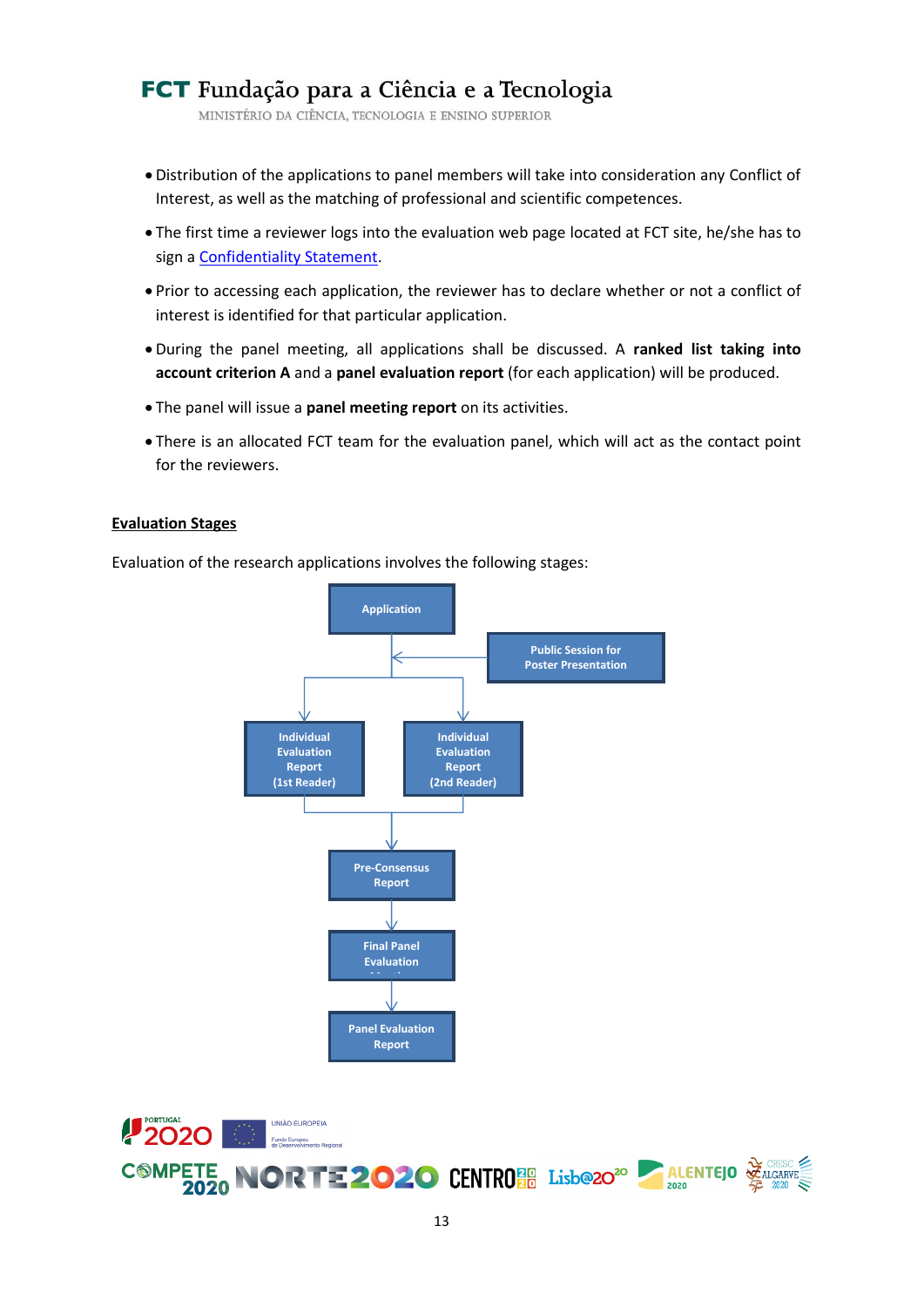- Distribution of the applications to panel members will take into consideration any Conflict of Interest, as well as the matching of professional and scientific competences.
- The first time a reviewer logs into the evaluation web page located at FCT site, he/she has to sign a [Confidentiality Statement](#).
- Prior to accessing each application, the reviewer has to declare whether or not a conflict of interest is identified for that particular application.
- During the panel meeting, all applications shall be discussed. A **ranked list taking into account criterion A** and a **panel evaluation report** (for each application) will be produced.
- The panel will issue a **panel meeting report** on its activities.
- There is an allocated FCT team for the evaluation panel, which will act as the contact point for the reviewers.

**<u>Evaluation Stages</u>**

Evaluation of the research applications involves the following stages:

Application

Public Session for Poster Presentation

Individual Evaluation Report (1st Reader)

Individual Evaluation Report (2nd Reader)

Pre-Consensus Report

Final Panel Evaluation

Panel Evaluation Report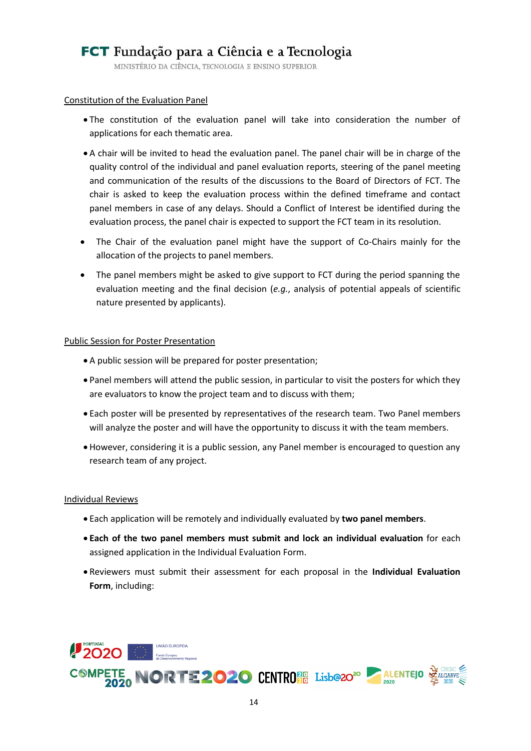Constitution of the Evaluation Panel

- The constitution of the evaluation panel will take into consideration the number of applications for each thematic area.
- A chair will be invited to head the evaluation panel. The panel chair will be in charge of the quality control of the individual and panel evaluation reports, steering of the panel meeting and communication of the results of the discussions to the Board of Directors of FCT. The chair is asked to keep the evaluation process within the defined timeframe and contact panel members in case of any delays. Should a Conflict of Interest be identified during the evaluation process, the panel chair is expected to support the FCT team in its resolution.
- The Chair of the evaluation panel might have the support of Co-Chairs mainly for the allocation of the projects to panel members.
- The panel members might be asked to give support to FCT during the period spanning the evaluation meeting and the final decision (*e.g.*, analysis of potential appeals of scientific nature presented by applicants).

Public Session for Poster Presentation

- A public session will be prepared for poster presentation;
- Panel members will attend the public session, in particular to visit the posters for which they are evaluators to know the project team and to discuss with them;
- Each poster will be presented by representatives of the research team. Two Panel members will analyze the poster and will have the opportunity to discuss it with the team members.
- However, considering it is a public session, any Panel member is encouraged to question any research team of any project.

Individual Reviews

- Each application will be remotely and individually evaluated by **two panel members**.
- **Each of the two panel members must submit and lock an individual evaluation** for each assigned application in the Individual Evaluation Form.
- Reviewers must submit their assessment for each proposal in the **Individual Evaluation Form**, including: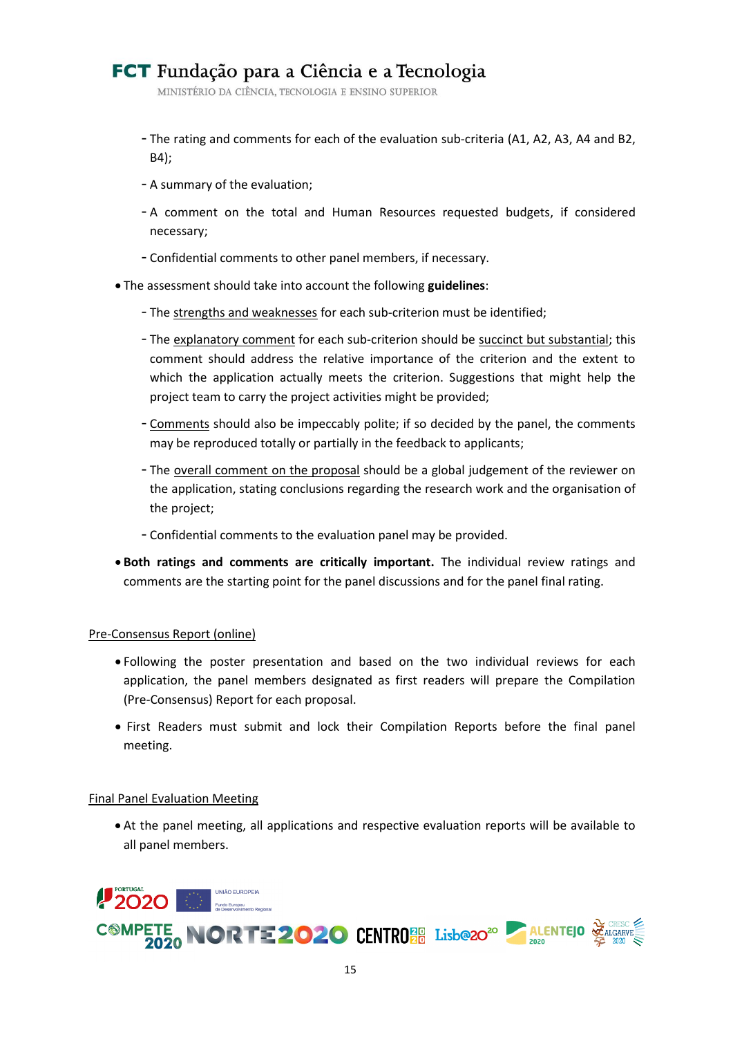- The rating and comments for each of the evaluation sub-criteria (A1, A2, A3, A4 and B2, B4);
    - A summary of the evaluation;
    - A comment on the total and Human Resources requested budgets, if considered necessary;
    - Confidential comments to other panel members, if necessary.
- The assessment should take into account the following **guidelines**:
    - The strengths and weaknesses for each sub-criterion must be identified;
    - The explanatory comment for each sub-criterion should be succinct but substantial; this comment should address the relative importance of the criterion and the extent to which the application actually meets the criterion. Suggestions that might help the project team to carry the project activities might be provided;
    - Comments should also be impeccably polite; if so decided by the panel, the comments may be reproduced totally or partially in the feedback to applicants;
    - The overall comment on the proposal should be a global judgement of the reviewer on the application, stating conclusions regarding the research work and the organisation of the project;
    - Confidential comments to the evaluation panel may be provided.
- **Both ratings and comments are critically important.** The individual review ratings and comments are the starting point for the panel discussions and for the panel final rating.

Pre-Consensus Report (online)

- Following the poster presentation and based on the two individual reviews for each application, the panel members designated as first readers will prepare the Compilation (Pre-Consensus) Report for each proposal.
- First Readers must submit and lock their Compilation Reports before the final panel meeting.

Final Panel Evaluation Meeting

- At the panel meeting, all applications and respective evaluation reports will be available to all panel members.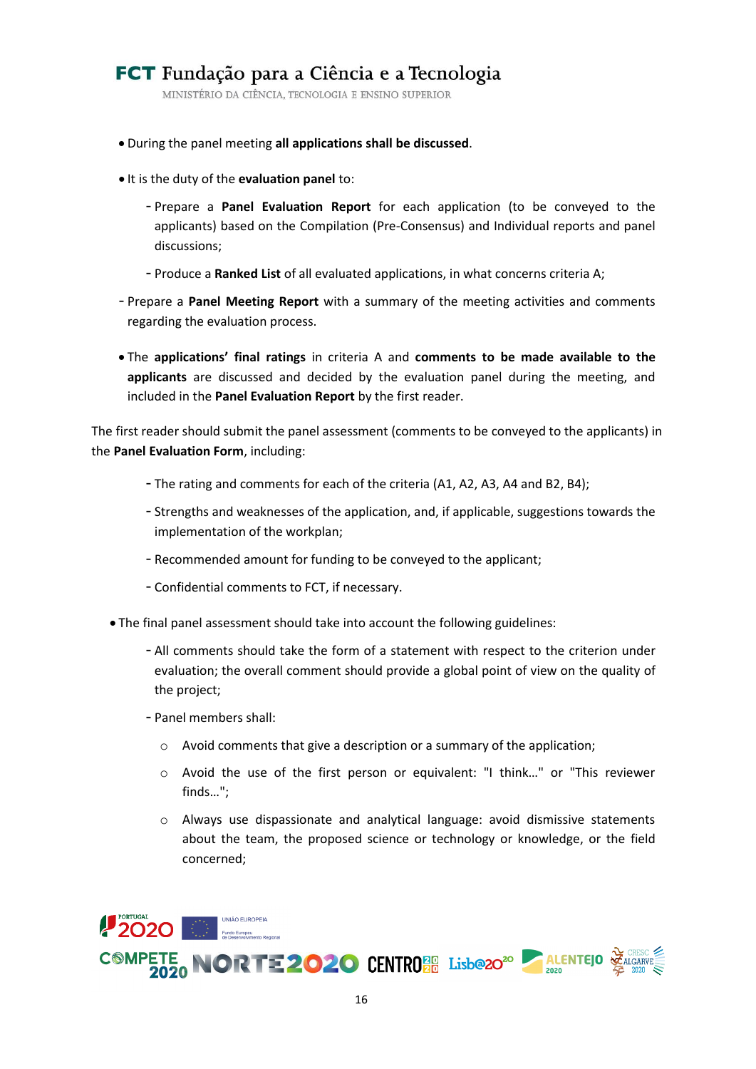- During the panel meeting **all applications shall be discussed**.

- It is the duty of the **evaluation panel** to:

  - Prepare a **Panel Evaluation Report** for each application (to be conveyed to the applicants) based on the Compilation (Pre-Consensus) and Individual reports and panel discussions;

  - Produce a **Ranked List** of all evaluated applications, in what concerns criteria A;

  - Prepare a **Panel Meeting Report** with a summary of the meeting activities and comments regarding the evaluation process.

- The **applications' final ratings** in criteria A and **comments to be made available to the applicants** are discussed and decided by the evaluation panel during the meeting, and included in the **Panel Evaluation Report** by the first reader.

The first reader should submit the panel assessment (comments to be conveyed to the applicants) in the **Panel Evaluation Form**, including:

  - The rating and comments for each of the criteria (A1, A2, A3, A4 and B2, B4);

  - Strengths and weaknesses of the application, and, if applicable, suggestions towards the implementation of the workplan;

  - Recommended amount for funding to be conveyed to the applicant;

  - Confidential comments to FCT, if necessary.

- The final panel assessment should take into account the following guidelines:

  - All comments should take the form of a statement with respect to the criterion under evaluation; the overall comment should provide a global point of view on the quality of the project;

  - Panel members shall:

    - Avoid comments that give a description or a summary of the application;

    - Avoid the use of the first person or equivalent: "I think…" or "This reviewer finds…";

    - Always use dispassionate and analytical language: avoid dismissive statements about the team, the proposed science or technology or knowledge, or the field concerned;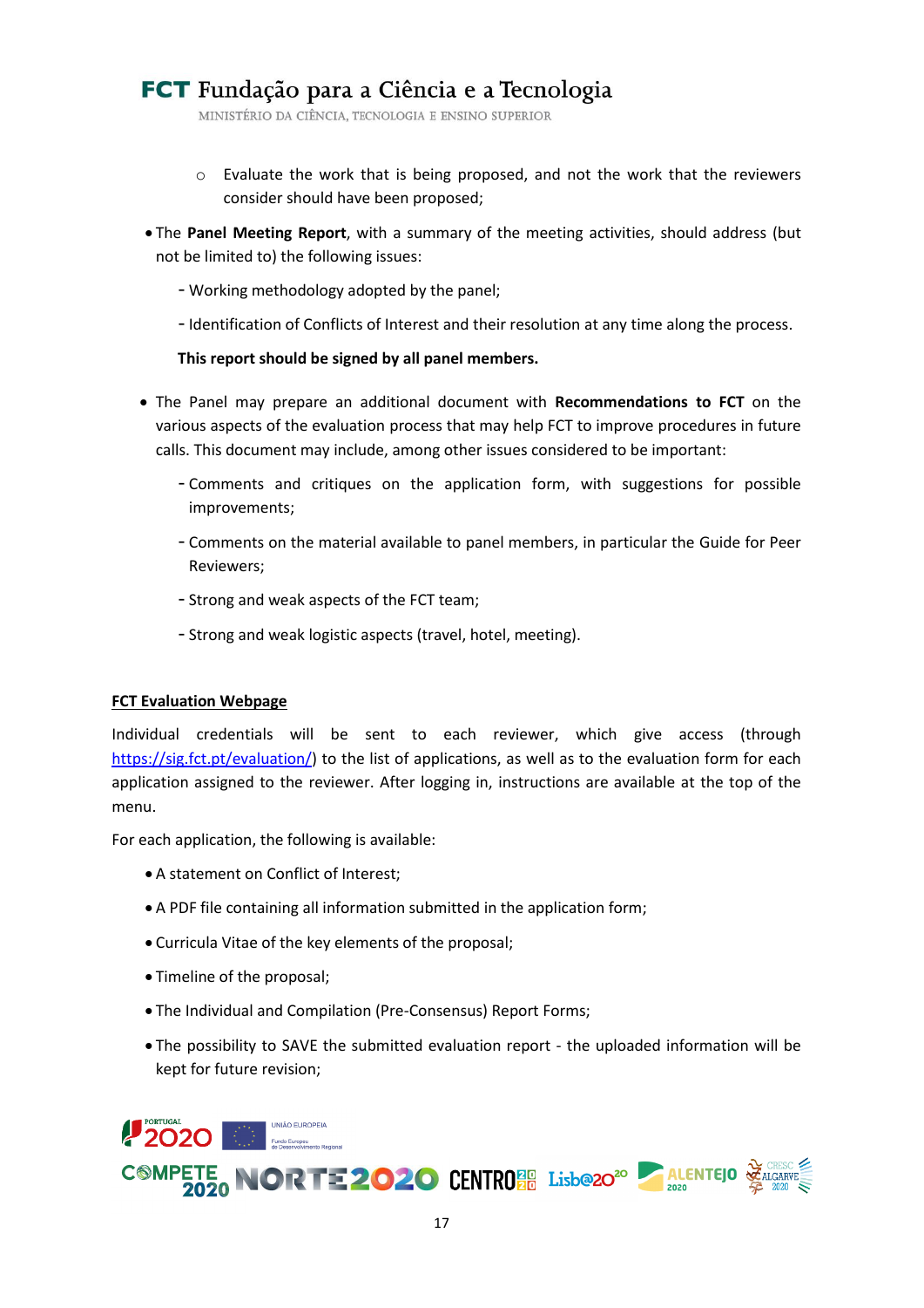- Evaluate the work that is being proposed, and not the work that the reviewers consider should have been proposed;

- The **Panel Meeting Report**, with a summary of the meeting activities, should address (but not be limited to) the following issues:
  - Working methodology adopted by the panel;
  - Identification of Conflicts of Interest and their resolution at any time along the process.

  **This report should be signed by all panel members.**

- The Panel may prepare an additional document with **Recommendations to FCT** on the various aspects of the evaluation process that may help FCT to improve procedures in future calls. This document may include, among other issues considered to be important:
  - Comments and critiques on the application form, with suggestions for possible improvements;
  - Comments on the material available to panel members, in particular the Guide for Peer Reviewers;
  - Strong and weak aspects of the FCT team;
  - Strong and weak logistic aspects (travel, hotel, meeting).

**FCT Evaluation Webpage**

Individual credentials will be sent to each reviewer, which give access (through https://sig.fct.pt/evaluation/) to the list of applications, as well as to the evaluation form for each application assigned to the reviewer. After logging in, instructions are available at the top of the menu.

For each application, the following is available:

- A statement on Conflict of Interest;
- A PDF file containing all information submitted in the application form;
- Curricula Vitae of the key elements of the proposal;
- Timeline of the proposal;
- The Individual and Compilation (Pre-Consensus) Report Forms;
- The possibility to SAVE the submitted evaluation report - the uploaded information will be kept for future revision;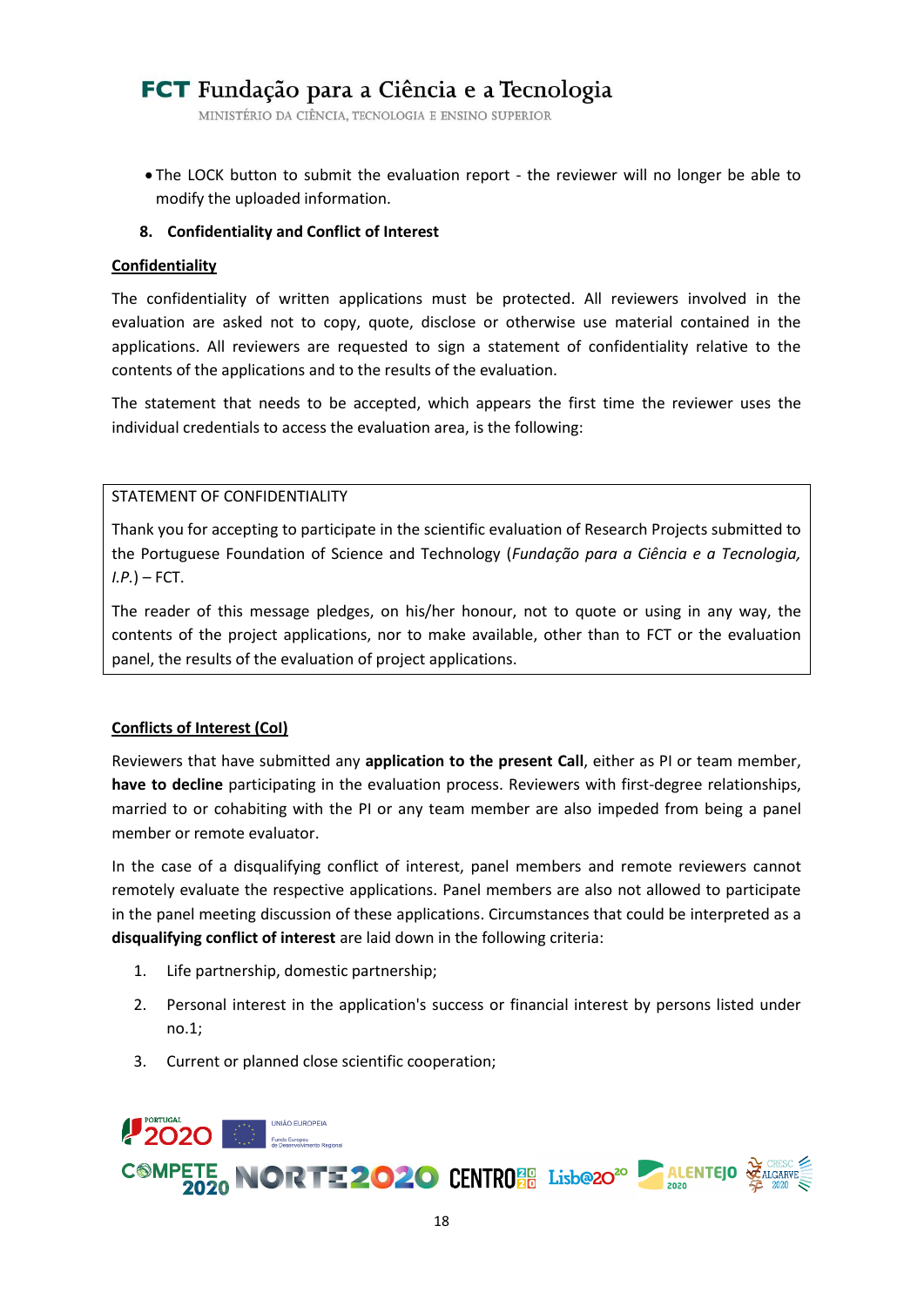- The LOCK button to submit the evaluation report - the reviewer will no longer be able to modify the uploaded information.

## 8. Confidentiality and Conflict of Interest

### Confidentiality

The confidentiality of written applications must be protected. All reviewers involved in the evaluation are asked not to copy, quote, disclose or otherwise use material contained in the applications. All reviewers are requested to sign a statement of confidentiality relative to the contents of the applications and to the results of the evaluation.

The statement that needs to be accepted, which appears the first time the reviewer uses the individual credentials to access the evaluation area, is the following:

> STATEMENT OF CONFIDENTIALITY
>
> Thank you for accepting to participate in the scientific evaluation of Research Projects submitted to the Portuguese Foundation of Science and Technology (*Fundação para a Ciência e a Tecnologia, I.P.*) – FCT.
>
> The reader of this message pledges, on his/her honour, not to quote or using in any way, the contents of the project applications, nor to make available, other than to FCT or the evaluation panel, the results of the evaluation of project applications.

### Conflicts of Interest (CoI)

Reviewers that have submitted any **application to the present Call**, either as PI or team member, **have to decline** participating in the evaluation process. Reviewers with first-degree relationships, married to or cohabiting with the PI or any team member are also impeded from being a panel member or remote evaluator.

In the case of a disqualifying conflict of interest, panel members and remote reviewers cannot remotely evaluate the respective applications. Panel members are also not allowed to participate in the panel meeting discussion of these applications. Circumstances that could be interpreted as a **disqualifying conflict of interest** are laid down in the following criteria:

1. Life partnership, domestic partnership;
2. Personal interest in the application's success or financial interest by persons listed under no.1;
3. Current or planned close scientific cooperation;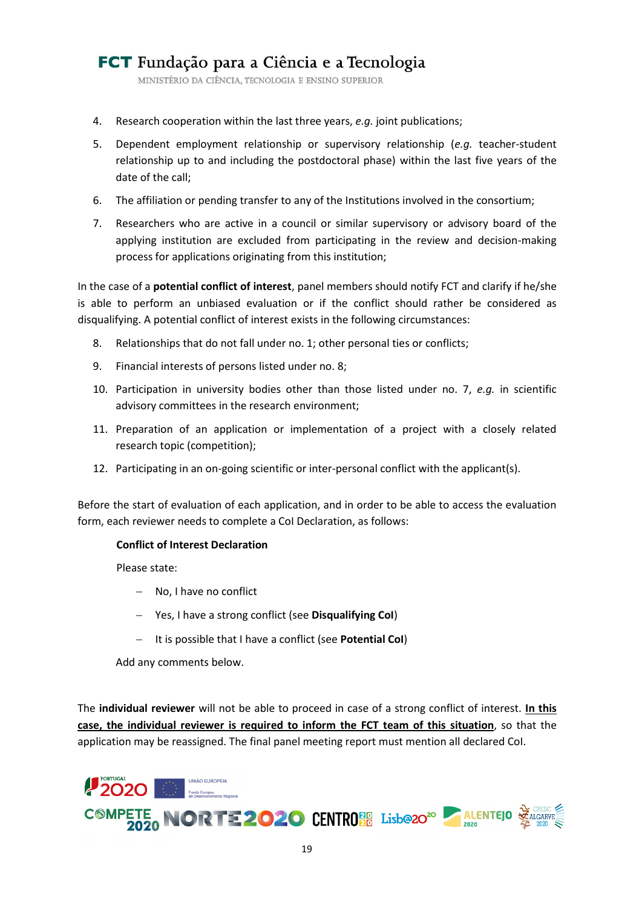4. Research cooperation within the last three years, *e.g.* joint publications;
5. Dependent employment relationship or supervisory relationship (*e.g.* teacher-student relationship up to and including the postdoctoral phase) within the last five years of the date of the call;
6. The affiliation or pending transfer to any of the Institutions involved in the consortium;
7. Researchers who are active in a council or similar supervisory or advisory board of the applying institution are excluded from participating in the review and decision-making process for applications originating from this institution;

In the case of a **potential conflict of interest**, panel members should notify FCT and clarify if he/she is able to perform an unbiased evaluation or if the conflict should rather be considered as disqualifying. A potential conflict of interest exists in the following circumstances:

8. Relationships that do not fall under no. 1; other personal ties or conflicts;
9. Financial interests of persons listed under no. 8;
10. Participation in university bodies other than those listed under no. 7, *e.g.* in scientific advisory committees in the research environment;
11. Preparation of an application or implementation of a project with a closely related research topic (competition);
12. Participating in an on-going scientific or inter-personal conflict with the applicant(s).

Before the start of evaluation of each application, and in order to be able to access the evaluation form, each reviewer needs to complete a CoI Declaration, as follows:

**Conflict of Interest Declaration**

Please state:

- No, I have no conflict
- Yes, I have a strong conflict (see **Disqualifying CoI**)
- It is possible that I have a conflict (see **Potential CoI**)

Add any comments below.

The **individual reviewer** will not be able to proceed in case of a strong conflict of interest. **In this case, the individual reviewer is required to inform the FCT team of this situation**, so that the application may be reassigned. The final panel meeting report must mention all declared CoI.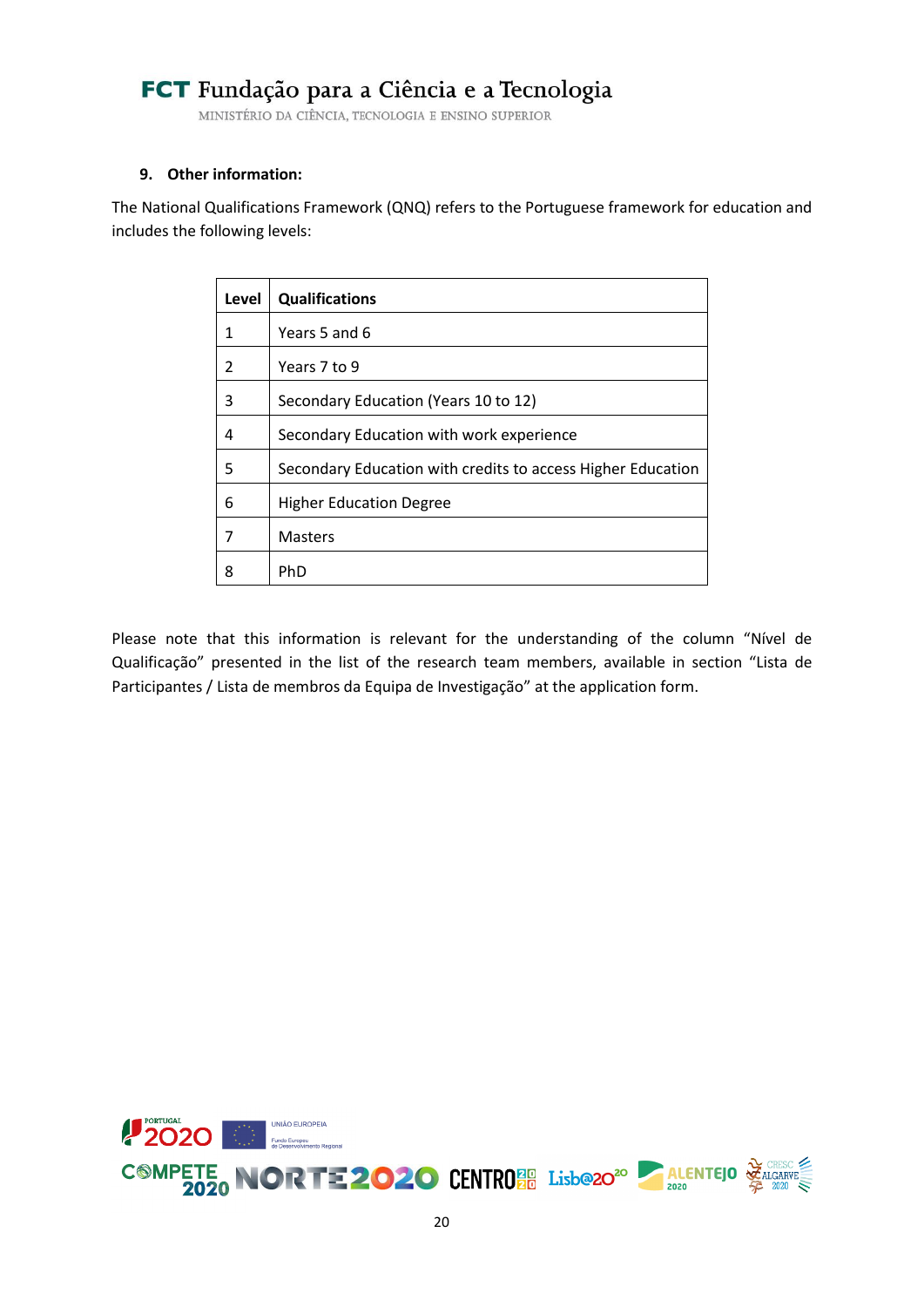## 9. Other information:

The National Qualifications Framework (QNQ) refers to the Portuguese framework for education and includes the following levels:

| Level | Qualifications |
|---|---|
| 1 | Years 5 and 6 |
| 2 | Years 7 to 9 |
| 3 | Secondary Education (Years 10 to 12) |
| 4 | Secondary Education with work experience |
| 5 | Secondary Education with credits to access Higher Education |
| 6 | Higher Education Degree |
| 7 | Masters |
| 8 | PhD |

Please note that this information is relevant for the understanding of the column "Nível de Qualificação" presented in the list of the research team members, available in section "Lista de Participantes / Lista de membros da Equipa de Investigação" at the application form.